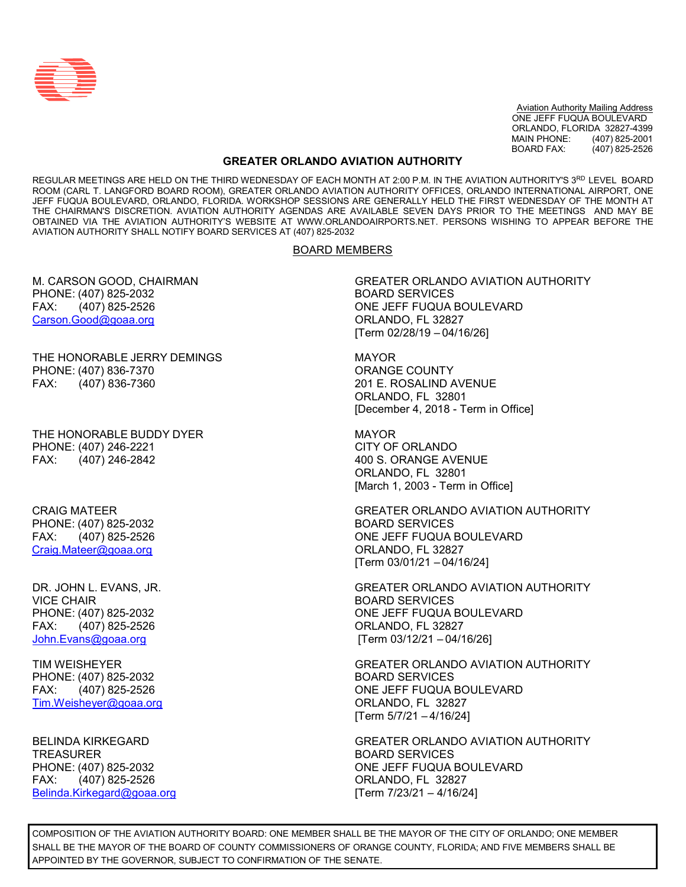Aviation Authority Mailing Address
ONE JEFF FUQUA BOULEVARD
ORLANDO, FLORIDA 32827-4399
MAIN PHONE: (407) 825-2001
BOARD FAX: (407) 825-2526

# GREATER ORLANDO AVIATION AUTHORITY

REGULAR MEETINGS ARE HELD ON THE THIRD WEDNESDAY OF EACH MONTH AT 2:00 P.M. IN THE AVIATION AUTHORITY'S 3RD LEVEL BOARD ROOM (CARL T. LANGFORD BOARD ROOM), GREATER ORLANDO AVIATION AUTHORITY OFFICES, ORLANDO INTERNATIONAL AIRPORT, ONE JEFF FUQUA BOULEVARD, ORLANDO, FLORIDA. WORKSHOP SESSIONS ARE GENERALLY HELD THE FIRST WEDNESDAY OF THE MONTH AT THE CHAIRMAN'S DISCRETION. AVIATION AUTHORITY AGENDAS ARE AVAILABLE SEVEN DAYS PRIOR TO THE MEETINGS AND MAY BE OBTAINED VIA THE AVIATION AUTHORITY'S WEBSITE AT WWW.ORLANDOAIRPORTS.NET. PERSONS WISHING TO APPEAR BEFORE THE AVIATION AUTHORITY SHALL NOTIFY BOARD SERVICES AT (407) 825-2032

## BOARD MEMBERS

M. CARSON GOOD, CHAIRMAN
PHONE: (407) 825-2032
FAX: (407) 825-2526
Carson.Good@goaa.org

GREATER ORLANDO AVIATION AUTHORITY
BOARD SERVICES
ONE JEFF FUQUA BOULEVARD
ORLANDO, FL 32827
[Term 02/28/19 – 04/16/26]

THE HONORABLE JERRY DEMINGS
PHONE: (407) 836-7370
FAX: (407) 836-7360

MAYOR
ORANGE COUNTY
201 E. ROSALIND AVENUE
ORLANDO, FL 32801
[December 4, 2018 - Term in Office]

THE HONORABLE BUDDY DYER
PHONE: (407) 246-2221
FAX: (407) 246-2842

MAYOR
CITY OF ORLANDO
400 S. ORANGE AVENUE
ORLANDO, FL 32801
[March 1, 2003 - Term in Office]

CRAIG MATEER
PHONE: (407) 825-2032
FAX: (407) 825-2526
Craig.Mateer@goaa.org

GREATER ORLANDO AVIATION AUTHORITY
BOARD SERVICES
ONE JEFF FUQUA BOULEVARD
ORLANDO, FL 32827
[Term 03/01/21 – 04/16/24]

DR. JOHN L. EVANS, JR.
VICE CHAIR
PHONE: (407) 825-2032
FAX: (407) 825-2526
John.Evans@goaa.org

GREATER ORLANDO AVIATION AUTHORITY
BOARD SERVICES
ONE JEFF FUQUA BOULEVARD
ORLANDO, FL 32827
[Term 03/12/21 – 04/16/26]

TIM WEISHEYER
PHONE: (407) 825-2032
FAX: (407) 825-2526
Tim.Weisheyer@goaa.org

GREATER ORLANDO AVIATION AUTHORITY
BOARD SERVICES
ONE JEFF FUQUA BOULEVARD
ORLANDO, FL 32827
[Term 5/7/21 – 4/16/24]

BELINDA KIRKEGARD
TREASURER
PHONE: (407) 825-2032
FAX: (407) 825-2526
Belinda.Kirkegard@goaa.org

GREATER ORLANDO AVIATION AUTHORITY
BOARD SERVICES
ONE JEFF FUQUA BOULEVARD
ORLANDO, FL 32827
[Term 7/23/21 – 4/16/24]

COMPOSITION OF THE AVIATION AUTHORITY BOARD: ONE MEMBER SHALL BE THE MAYOR OF THE CITY OF ORLANDO; ONE MEMBER SHALL BE THE MAYOR OF THE BOARD OF COUNTY COMMISSIONERS OF ORANGE COUNTY, FLORIDA; AND FIVE MEMBERS SHALL BE APPOINTED BY THE GOVERNOR, SUBJECT TO CONFIRMATION OF THE SENATE.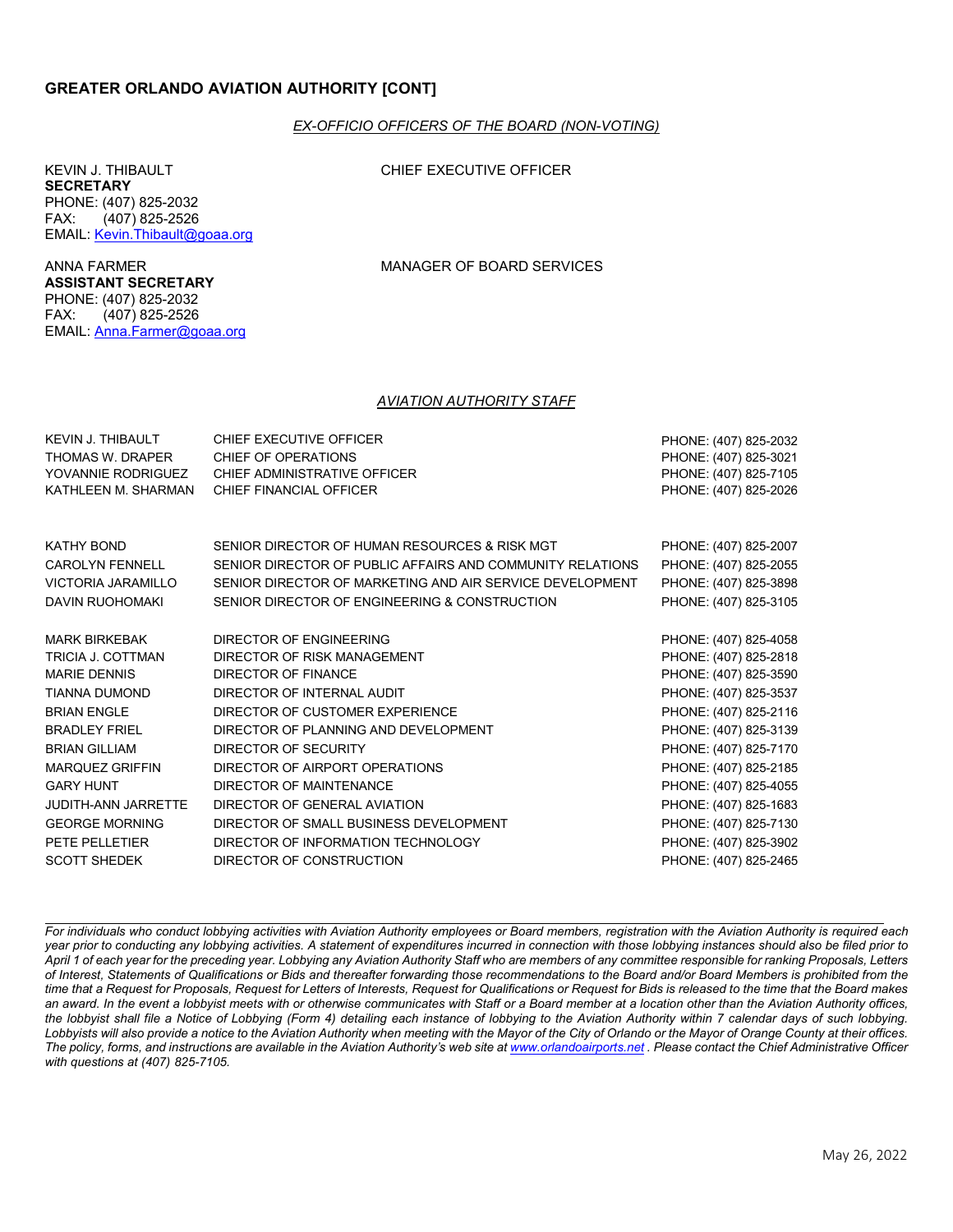## GREATER ORLANDO AVIATION AUTHORITY [CONT]

*EX-OFFICIO OFFICERS OF THE BOARD (NON-VOTING)*

KEVIN J. THIBAULT — CHIEF EXECUTIVE OFFICER
**SECRETARY**
PHONE: (407) 825-2032
FAX: (407) 825-2526
EMAIL: Kevin.Thibault@goaa.org

ANNA FARMER — MANAGER OF BOARD SERVICES
**ASSISTANT SECRETARY**
PHONE: (407) 825-2032
FAX: (407) 825-2526
EMAIL: Anna.Farmer@goaa.org

*AVIATION AUTHORITY STAFF*

| | | |
|---|---|---|
| KEVIN J. THIBAULT | CHIEF EXECUTIVE OFFICER | PHONE: (407) 825-2032 |
| THOMAS W. DRAPER | CHIEF OF OPERATIONS | PHONE: (407) 825-3021 |
| YOVANNIE RODRIGUEZ | CHIEF ADMINISTRATIVE OFFICER | PHONE: (407) 825-7105 |
| KATHLEEN M. SHARMAN | CHIEF FINANCIAL OFFICER | PHONE: (407) 825-2026 |
| KATHY BOND | SENIOR DIRECTOR OF HUMAN RESOURCES & RISK MGT | PHONE: (407) 825-2007 |
| CAROLYN FENNELL | SENIOR DIRECTOR OF PUBLIC AFFAIRS AND COMMUNITY RELATIONS | PHONE: (407) 825-2055 |
| VICTORIA JARAMILLO | SENIOR DIRECTOR OF MARKETING AND AIR SERVICE DEVELOPMENT | PHONE: (407) 825-3898 |
| DAVIN RUOHOMAKI | SENIOR DIRECTOR OF ENGINEERING & CONSTRUCTION | PHONE: (407) 825-3105 |
| MARK BIRKEBAK | DIRECTOR OF ENGINEERING | PHONE: (407) 825-4058 |
| TRICIA J. COTTMAN | DIRECTOR OF RISK MANAGEMENT | PHONE: (407) 825-2818 |
| MARIE DENNIS | DIRECTOR OF FINANCE | PHONE: (407) 825-3590 |
| TIANNA DUMOND | DIRECTOR OF INTERNAL AUDIT | PHONE: (407) 825-3537 |
| BRIAN ENGLE | DIRECTOR OF CUSTOMER EXPERIENCE | PHONE: (407) 825-2116 |
| BRADLEY FRIEL | DIRECTOR OF PLANNING AND DEVELOPMENT | PHONE: (407) 825-3139 |
| BRIAN GILLIAM | DIRECTOR OF SECURITY | PHONE: (407) 825-7170 |
| MARQUEZ GRIFFIN | DIRECTOR OF AIRPORT OPERATIONS | PHONE: (407) 825-2185 |
| GARY HUNT | DIRECTOR OF MAINTENANCE | PHONE: (407) 825-4055 |
| JUDITH-ANN JARRETTE | DIRECTOR OF GENERAL AVIATION | PHONE: (407) 825-1683 |
| GEORGE MORNING | DIRECTOR OF SMALL BUSINESS DEVELOPMENT | PHONE: (407) 825-7130 |
| PETE PELLETIER | DIRECTOR OF INFORMATION TECHNOLOGY | PHONE: (407) 825-3902 |
| SCOTT SHEDEK | DIRECTOR OF CONSTRUCTION | PHONE: (407) 825-2465 |

---

*For individuals who conduct lobbying activities with Aviation Authority employees or Board members, registration with the Aviation Authority is required each year prior to conducting any lobbying activities. A statement of expenditures incurred in connection with those lobbying instances should also be filed prior to April 1 of each year for the preceding year. Lobbying any Aviation Authority Staff who are members of any committee responsible for ranking Proposals, Letters of Interest, Statements of Qualifications or Bids and thereafter forwarding those recommendations to the Board and/or Board Members is prohibited from the time that a Request for Proposals, Request for Letters of Interests, Request for Qualifications or Request for Bids is released to the time that the Board makes an award. In the event a lobbyist meets with or otherwise communicates with Staff or a Board member at a location other than the Aviation Authority offices, the lobbyist shall file a Notice of Lobbying (Form 4) detailing each instance of lobbying to the Aviation Authority within 7 calendar days of such lobbying. Lobbyists will also provide a notice to the Aviation Authority when meeting with the Mayor of the City of Orlando or the Mayor of Orange County at their offices. The policy, forms, and instructions are available in the Aviation Authority's web site at www.orlandoairports.net . Please contact the Chief Administrative Officer with questions at (407) 825-7105.*

May 26, 2022